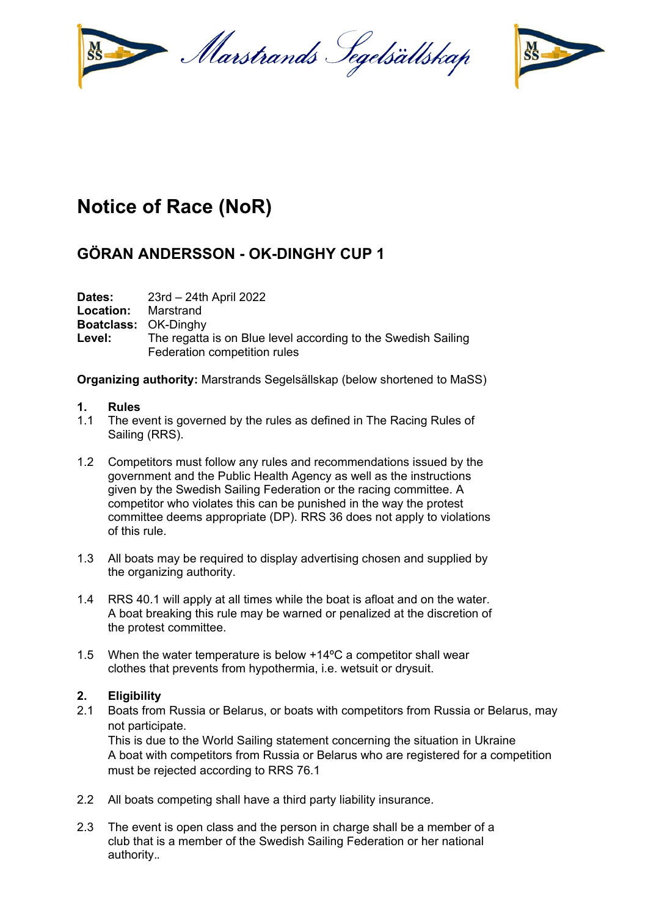Marstrands Segelsällskap

# Notice of Race (NoR)

## GÖRAN ANDERSSON - OK-DINGHY CUP 1

**Dates:** 23rd – 24th April 2022
**Location:** Marstrand
**Boatclass:** OK-Dinghy
**Level:** The regatta is on Blue level according to the Swedish Sailing Federation competition rules

**Organizing authority:** Marstrands Segelsällskap (below shortened to MaSS)

### 1. Rules

1.1 The event is governed by the rules as defined in The Racing Rules of Sailing (RRS).

1.2 Competitors must follow any rules and recommendations issued by the government and the Public Health Agency as well as the instructions given by the Swedish Sailing Federation or the racing committee. A competitor who violates this can be punished in the way the protest committee deems appropriate (DP). RRS 36 does not apply to violations of this rule.

1.3 All boats may be required to display advertising chosen and supplied by the organizing authority.

1.4 RRS 40.1 will apply at all times while the boat is afloat and on the water. A boat breaking this rule may be warned or penalized at the discretion of the protest committee.

1.5 When the water temperature is below +14ºC a competitor shall wear clothes that prevents from hypothermia, i.e. wetsuit or drysuit.

### 2. Eligibility

2.1 Boats from Russia or Belarus, or boats with competitors from Russia or Belarus, may not participate.
This is due to the World Sailing statement concerning the situation in Ukraine
A boat with competitors from Russia or Belarus who are registered for a competition must be rejected according to RRS 76.1

2.2 All boats competing shall have a third party liability insurance.

2.3 The event is open class and the person in charge shall be a member of a club that is a member of the Swedish Sailing Federation or her national authority..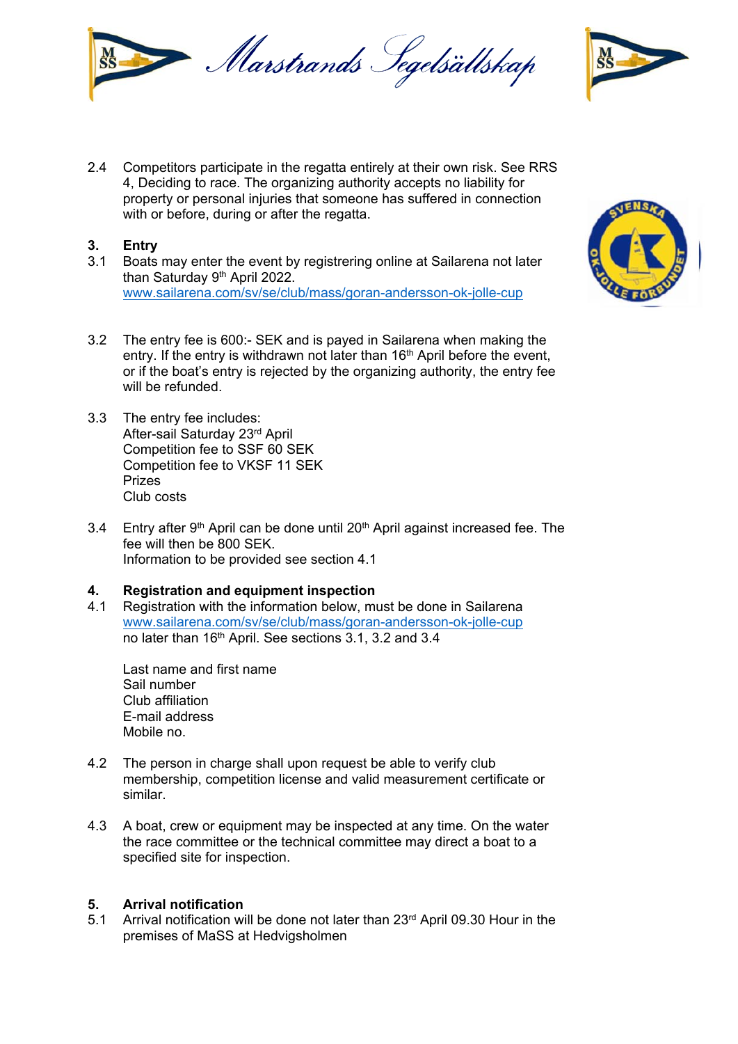2.4 Competitors participate in the regatta entirely at their own risk. See RRS 4, Deciding to race. The organizing authority accepts no liability for property or personal injuries that someone has suffered in connection with or before, during or after the regatta.

## 3. Entry

3.1 Boats may enter the event by registrering online at Sailarena not later than Saturday 9th April 2022.
[www.sailarena.com/sv/se/club/mass/goran-andersson-ok-jolle-cup](www.sailarena.com/sv/se/club/mass/goran-andersson-ok-jolle-cup)

3.2 The entry fee is 600:- SEK and is payed in Sailarena when making the entry. If the entry is withdrawn not later than 16th April before the event, or if the boat's entry is rejected by the organizing authority, the entry fee will be refunded.

3.3 The entry fee includes:
After-sail Saturday 23rd April
Competition fee to SSF 60 SEK
Competition fee to VKSF 11 SEK
Prizes
Club costs

3.4 Entry after 9th April can be done until 20th April against increased fee. The fee will then be 800 SEK.
Information to be provided see section 4.1

## 4. Registration and equipment inspection

4.1 Registration with the information below, must be done in Sailarena
[www.sailarena.com/sv/se/club/mass/goran-andersson-ok-jolle-cup](www.sailarena.com/sv/se/club/mass/goran-andersson-ok-jolle-cup)
no later than 16th April. See sections 3.1, 3.2 and 3.4

Last name and first name
Sail number
Club affiliation
E-mail address
Mobile no.

4.2 The person in charge shall upon request be able to verify club membership, competition license and valid measurement certificate or similar.

4.3 A boat, crew or equipment may be inspected at any time. On the water the race committee or the technical committee may direct a boat to a specified site for inspection.

## 5. Arrival notification

5.1 Arrival notification will be done not later than 23rd April 09.30 Hour in the premises of MaSS at Hedvigsholmen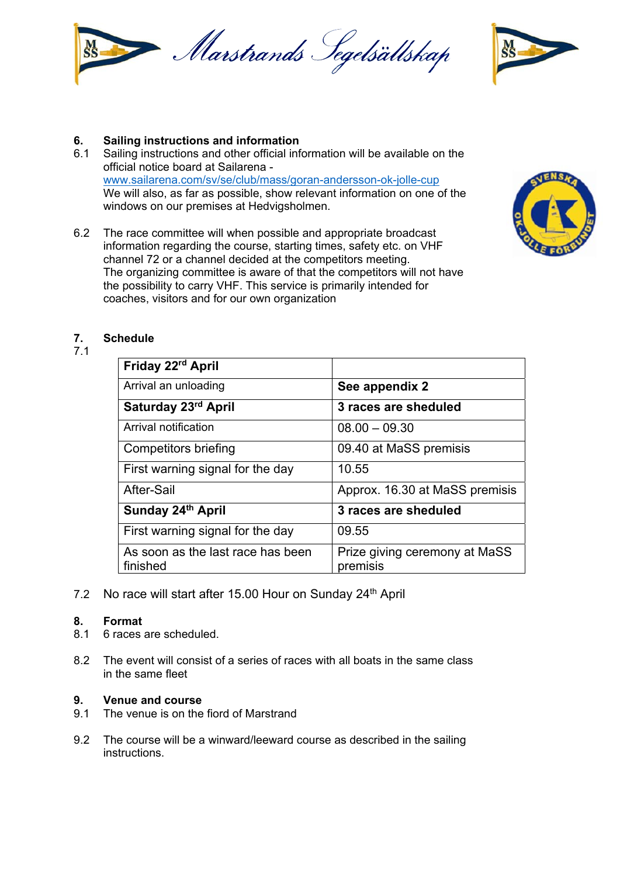## 6. Sailing instructions and information

6.1 Sailing instructions and other official information will be available on the official notice board at Sailarena - www.sailarena.com/sv/se/club/mass/goran-andersson-ok-jolle-cup
We will also, as far as possible, show relevant information on one of the windows on our premises at Hedvigsholmen.

6.2 The race committee will when possible and appropriate broadcast information regarding the course, starting times, safety etc. on VHF channel 72 or a channel decided at the competitors meeting.
The organizing committee is aware of that the competitors will not have the possibility to carry VHF. This service is primarily intended for coaches, visitors and for our own organization

## 7. Schedule

7.1

| **Friday 22rd April** | |
|---|---|
| Arrival an unloading | **See appendix 2** |
| **Saturday 23rd April** | **3 races are sheduled** |
| Arrival notification | 08.00 – 09.30 |
| Competitors briefing | 09.40 at MaSS premisis |
| First warning signal for the day | 10.55 |
| After-Sail | Approx. 16.30 at MaSS premisis |
| **Sunday 24th April** | **3 races are sheduled** |
| First warning signal for the day | 09.55 |
| As soon as the last race has been finished | Prize giving ceremony at MaSS premisis |

7.2 No race will start after 15.00 Hour on Sunday 24th April

## 8. Format

8.1 6 races are scheduled.

8.2 The event will consist of a series of races with all boats in the same class in the same fleet

## 9. Venue and course

9.1 The venue is on the fiord of Marstrand

9.2 The course will be a winward/leeward course as described in the sailing instructions.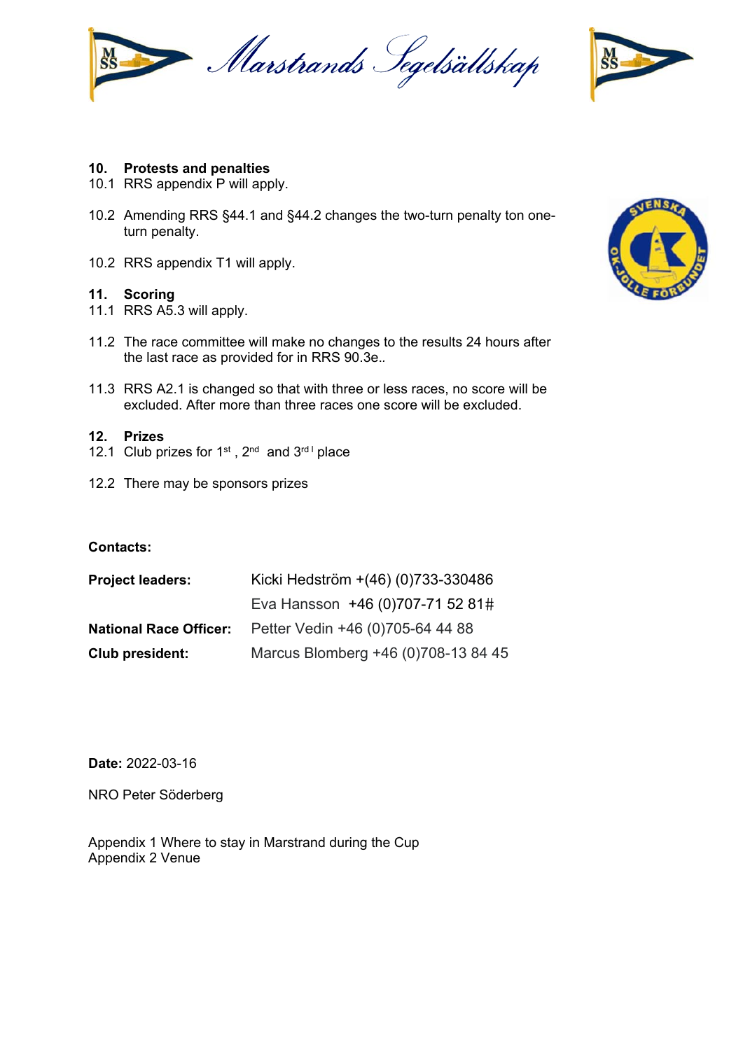## 10. Protests and penalties

10.1 RRS appendix P will apply.

10.2 Amending RRS §44.1 and §44.2 changes the two-turn penalty ton one-turn penalty.

10.2 RRS appendix T1 will apply.

## 11. Scoring

11.1 RRS A5.3 will apply.

11.2 The race committee will make no changes to the results 24 hours after the last race as provided for in RRS 90.3e..

11.3 RRS A2.1 is changed so that with three or less races, no score will be excluded. After more than three races one score will be excluded.

## 12. Prizes

12.1 Club prizes for 1st , 2nd and 3rd place

12.2 There may be sponsors prizes

**Contacts:**

| | |
|---|---|
| **Project leaders:** | Kicki Hedström +(46) (0)733-330486 |
| | Eva Hansson +46 (0)707-71 52 81# |
| **National Race Officer:** | Petter Vedin +46 (0)705-64 44 88 |
| **Club president:** | Marcus Blomberg +46 (0)708-13 84 45 |

**Date:** 2022-03-16

NRO Peter Söderberg

Appendix 1 Where to stay in Marstrand during the Cup
Appendix 2 Venue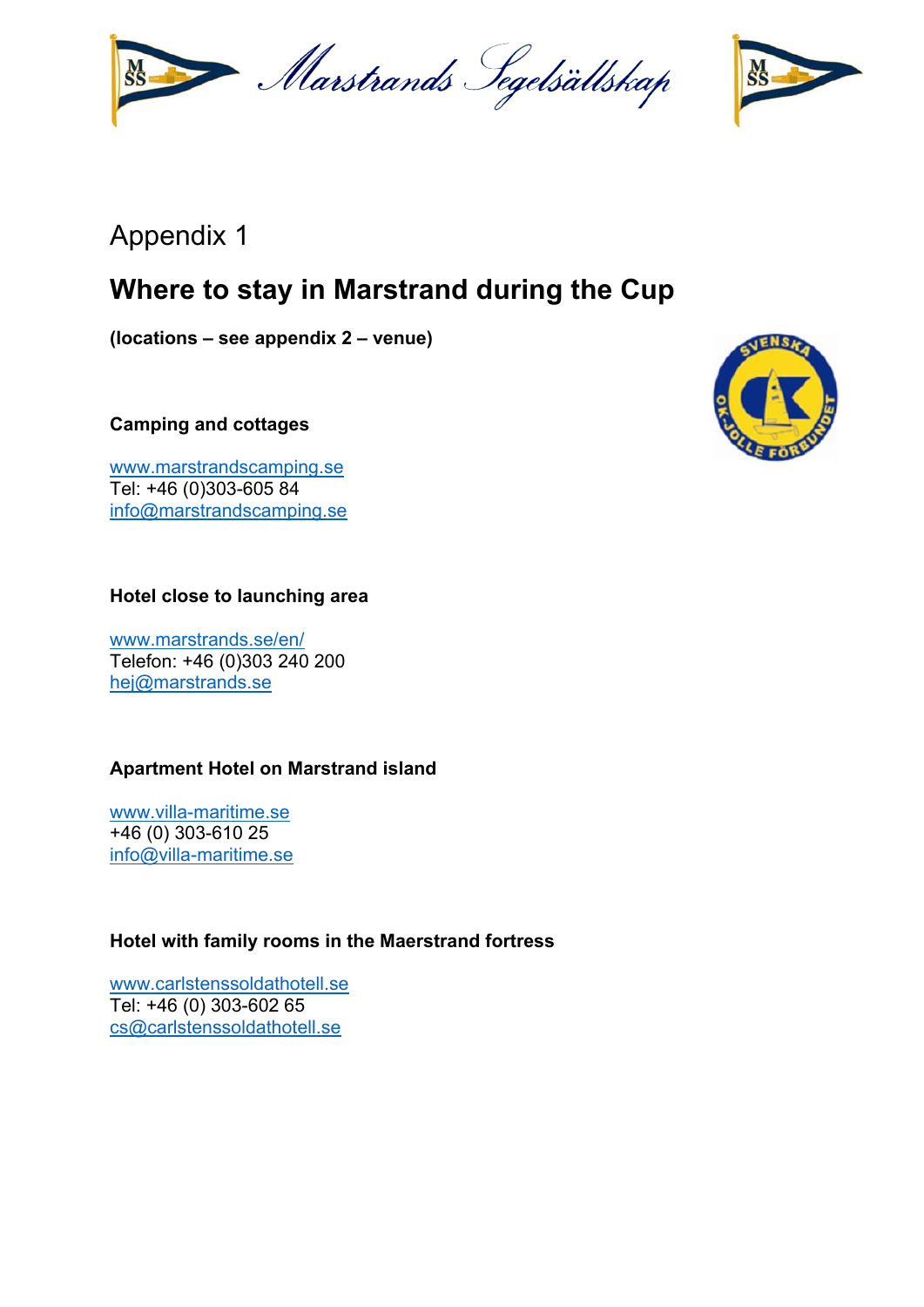Marstrands Segelsällskap

# Appendix 1

## Where to stay in Marstrand during the Cup

**(locations – see appendix 2 – venue)**

### Camping and cottages

www.marstrandscamping.se
Tel: +46 (0)303-605 84
info@marstrandscamping.se

### Hotel close to launching area

www.marstrands.se/en/
Telefon: +46 (0)303 240 200
hej@marstrands.se

### Apartment Hotel on Marstrand island

www.villa-maritime.se
+46 (0) 303-610 25
info@villa-maritime.se

### Hotel with family rooms in the Maerstrand fortress

www.carlstenssoldathotell.se
Tel: +46 (0) 303-602 65
cs@carlstenssoldathotell.se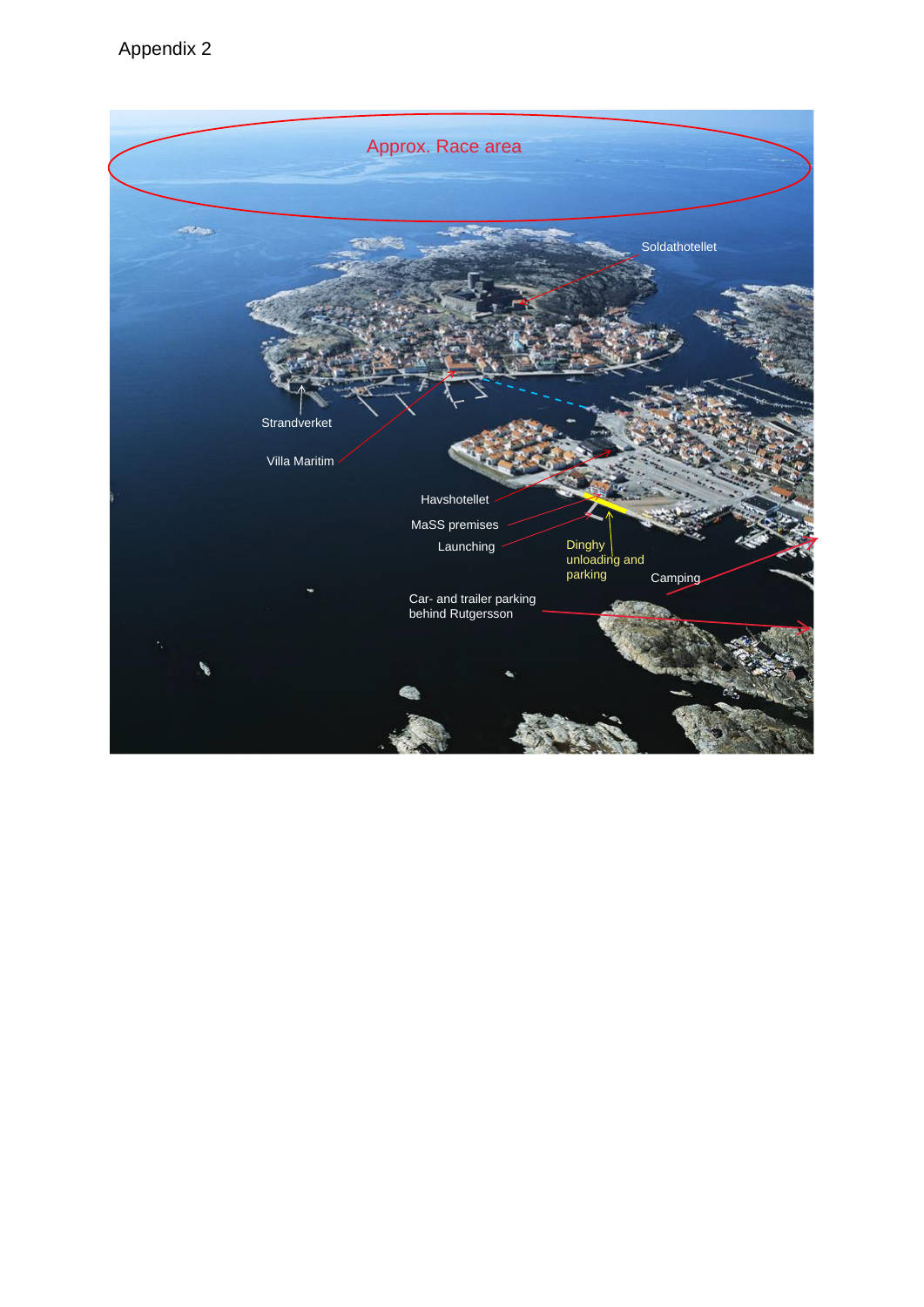Appendix 2

Approx. Race area

Soldathotellet

Strandverket

Villa Maritim

Havshotellet

MaSS premises

Launching

Dinghy unloading and parking

Camping

Car- and trailer parking behind Rutgersson